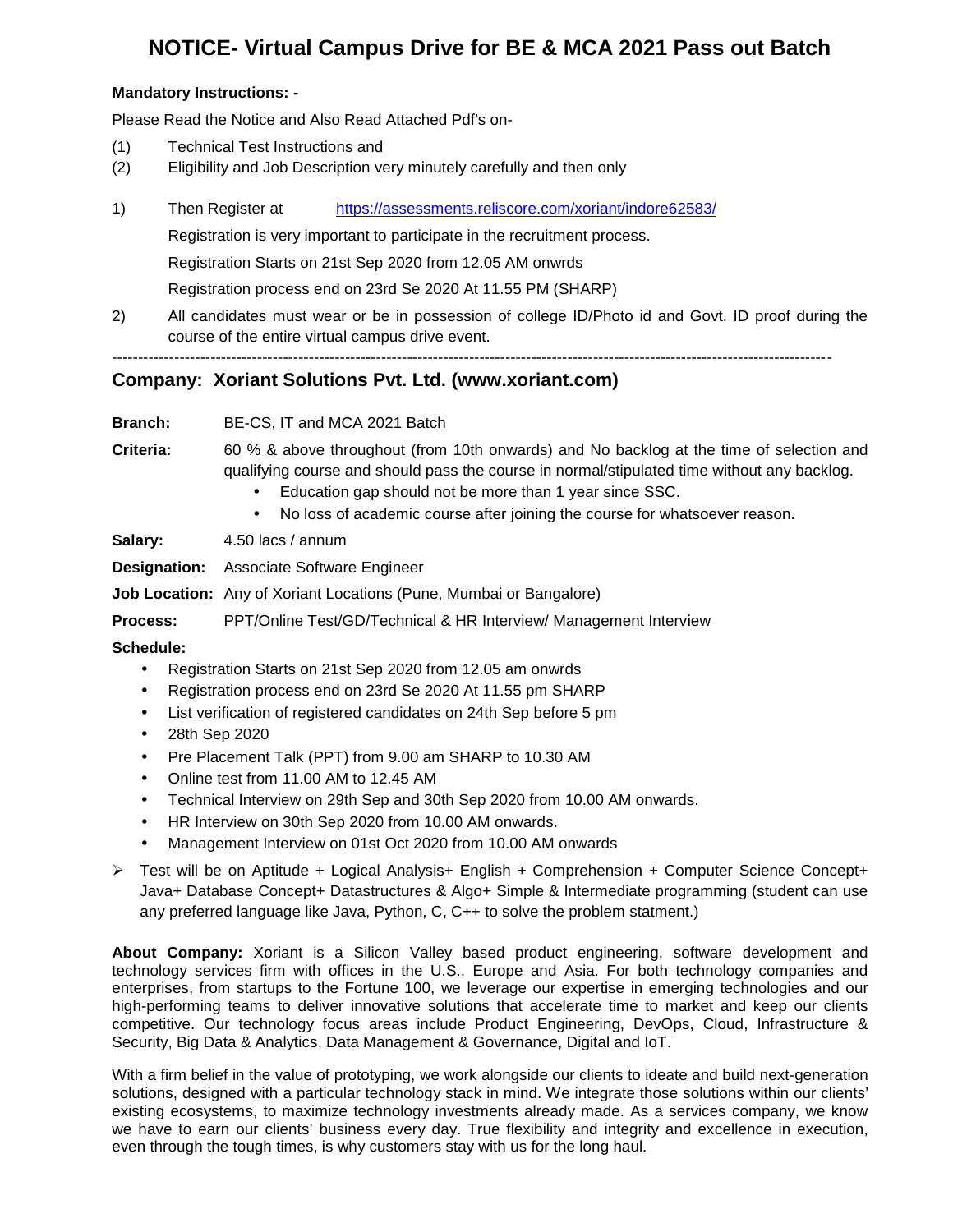# NOTICE- Virtual Campus Drive for BE & MCA 2021 Pass out Batch

**Mandatory Instructions: -**

Please Read the Notice and Also Read Attached Pdf's on-

(1) Technical Test Instructions and
(2) Eligibility and Job Description very minutely carefully and then only

1) Then Register at https://assessments.reliscore.com/xoriant/indore62583/

   Registration is very important to participate in the recruitment process.

   Registration Starts on 21st Sep 2020 from 12.05 AM onwrds

   Registration process end on 23rd Se 2020 At 11.55 PM (SHARP)

2) All candidates must wear or be in possession of college ID/Photo id and Govt. ID proof during the course of the entire virtual campus drive event.

---

## Company: Xoriant Solutions Pvt. Ltd. (www.xoriant.com)

**Branch:** BE-CS, IT and MCA 2021 Batch

**Criteria:** 60 % & above throughout (from 10th onwards) and No backlog at the time of selection and qualifying course and should pass the course in normal/stipulated time without any backlog.

- Education gap should not be more than 1 year since SSC.
- No loss of academic course after joining the course for whatsoever reason.

**Salary:** 4.50 lacs / annum

**Designation:** Associate Software Engineer

**Job Location:** Any of Xoriant Locations (Pune, Mumbai or Bangalore)

**Process:** PPT/Online Test/GD/Technical & HR Interview/ Management Interview

**Schedule:**

- Registration Starts on 21st Sep 2020 from 12.05 am onwrds
- Registration process end on 23rd Se 2020 At 11.55 pm SHARP
- List verification of registered candidates on 24th Sep before 5 pm
- 28th Sep 2020
- Pre Placement Talk (PPT) from 9.00 am SHARP to 10.30 AM
- Online test from 11.00 AM to 12.45 AM
- Technical Interview on 29th Sep and 30th Sep 2020 from 10.00 AM onwards.
- HR Interview on 30th Sep 2020 from 10.00 AM onwards.
- Management Interview on 01st Oct 2020 from 10.00 AM onwards

➢ Test will be on Aptitude + Logical Analysis+ English + Comprehension + Computer Science Concept+ Java+ Database Concept+ Datastructures & Algo+ Simple & Intermediate programming (student can use any preferred language like Java, Python, C, C++ to solve the problem statment.)

**About Company:** Xoriant is a Silicon Valley based product engineering, software development and technology services firm with offices in the U.S., Europe and Asia. For both technology companies and enterprises, from startups to the Fortune 100, we leverage our expertise in emerging technologies and our high-performing teams to deliver innovative solutions that accelerate time to market and keep our clients competitive. Our technology focus areas include Product Engineering, DevOps, Cloud, Infrastructure & Security, Big Data & Analytics, Data Management & Governance, Digital and IoT.

With a firm belief in the value of prototyping, we work alongside our clients to ideate and build next-generation solutions, designed with a particular technology stack in mind. We integrate those solutions within our clients' existing ecosystems, to maximize technology investments already made. As a services company, we know we have to earn our clients' business every day. True flexibility and integrity and excellence in execution, even through the tough times, is why customers stay with us for the long haul.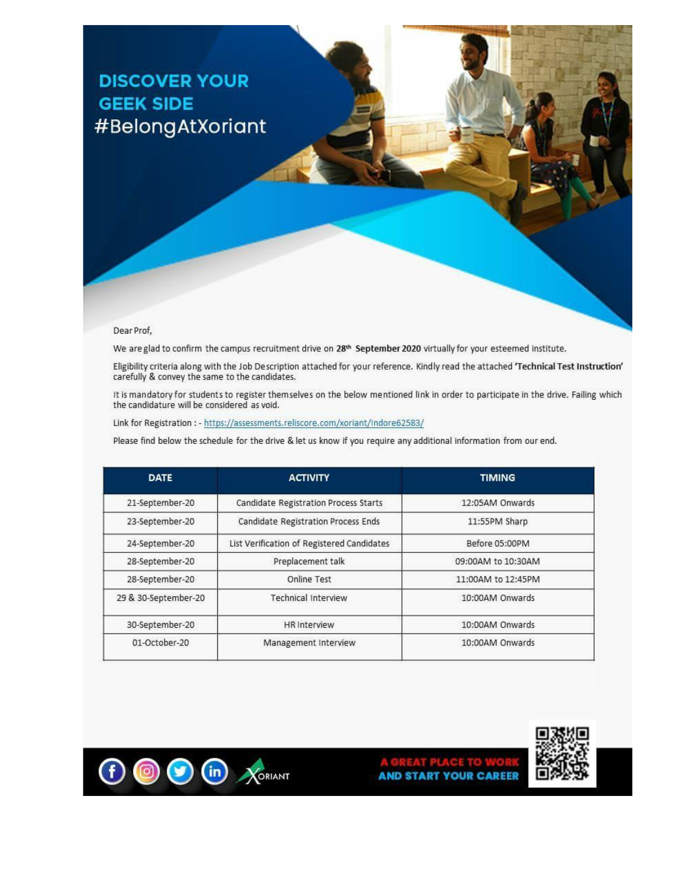# DISCOVER YOUR GEEK SIDE

#BelongAtXoriant

Dear Prof,

We are glad to confirm the campus recruitment drive on **28th September 2020** virtually for your esteemed institute.

Eligibility criteria along with the Job Description attached for your reference. Kindly read the attached **'Technical Test Instruction'** carefully & convey the same to the candidates.

It is mandatory for students to register themselves on the below mentioned link in order to participate in the drive. Failing which the candidature will be considered as void.

Link for Registration : - https://assessments.reliscore.com/xoriant/Indore62583/

Please find below the schedule for the drive & let us know if you require any additional information from our end.

| DATE | ACTIVITY | TIMING |
| --- | --- | --- |
| 21-September-20 | Candidate Registration Process Starts | 12:05AM Onwards |
| 23-September-20 | Candidate Registration Process Ends | 11:55PM Sharp |
| 24-September-20 | List Verification of Registered Candidates | Before 05:00PM |
| 28-September-20 | Preplacement talk | 09:00AM to 10:30AM |
| 28-September-20 | Online Test | 11:00AM to 12:45PM |
| 29 & 30-September-20 | Technical Interview | 10:00AM Onwards |
| 30-September-20 | HR Interview | 10:00AM Onwards |
| 01-October-20 | Management Interview | 10:00AM Onwards |

XORIANT

A GREAT PLACE TO WORK AND START YOUR CAREER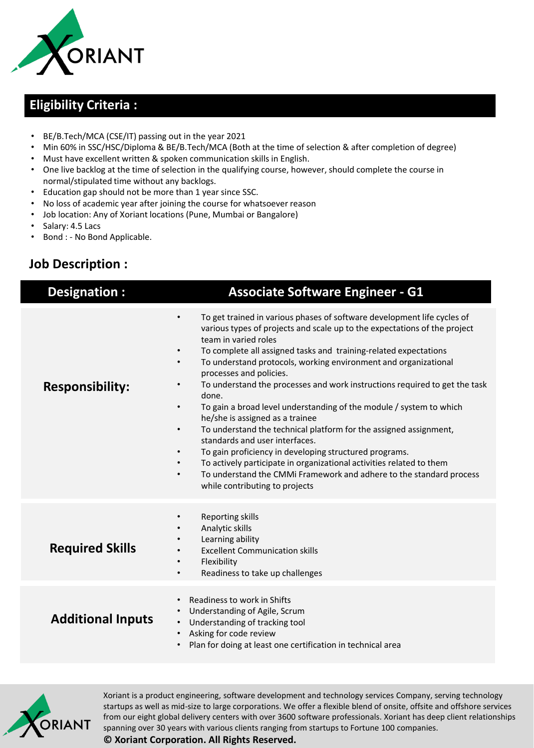## Eligibility Criteria :

- BE/B.Tech/MCA (CSE/IT) passing out in the year 2021
- Min 60% in SSC/HSC/Diploma & BE/B.Tech/MCA (Both at the time of selection & after completion of degree)
- Must have excellent written & spoken communication skills in English.
- One live backlog at the time of selection in the qualifying course, however, should complete the course in normal/stipulated time without any backlogs.
- Education gap should not be more than 1 year since SSC.
- No loss of academic year after joining the course for whatsoever reason
- Job location: Any of Xoriant locations (Pune, Mumbai or Bangalore)
- Salary: 4.5 Lacs
- Bond : - No Bond Applicable.

## Job Description :

| Designation : | Associate Software Engineer - G1 |
|---|---|
| **Responsibility:** | • To get trained in various phases of software development life cycles of various types of projects and scale up to the expectations of the project team in varied roles<br>• To complete all assigned tasks and training-related expectations<br>• To understand protocols, working environment and organizational processes and policies.<br>• To understand the processes and work instructions required to get the task done.<br>• To gain a broad level understanding of the module / system to which he/she is assigned as a trainee<br>• To understand the technical platform for the assigned assignment, standards and user interfaces.<br>• To gain proficiency in developing structured programs.<br>• To actively participate in organizational activities related to them<br>• To understand the CMMi Framework and adhere to the standard process while contributing to projects |
| **Required Skills** | • Reporting skills<br>• Analytic skills<br>• Learning ability<br>• Excellent Communication skills<br>• Flexibility<br>• Readiness to take up challenges |
| **Additional Inputs** | • Readiness to work in Shifts<br>• Understanding of Agile, Scrum<br>• Understanding of tracking tool<br>• Asking for code review<br>• Plan for doing at least one certification in technical area |

Xoriant is a product engineering, software development and technology services Company, serving technology startups as well as mid-size to large corporations. We offer a flexible blend of onsite, offsite and offshore services from our eight global delivery centers with over 3600 software professionals. Xoriant has deep client relationships spanning over 30 years with various clients ranging from startups to Fortune 100 companies.

**© Xoriant Corporation. All Rights Reserved.**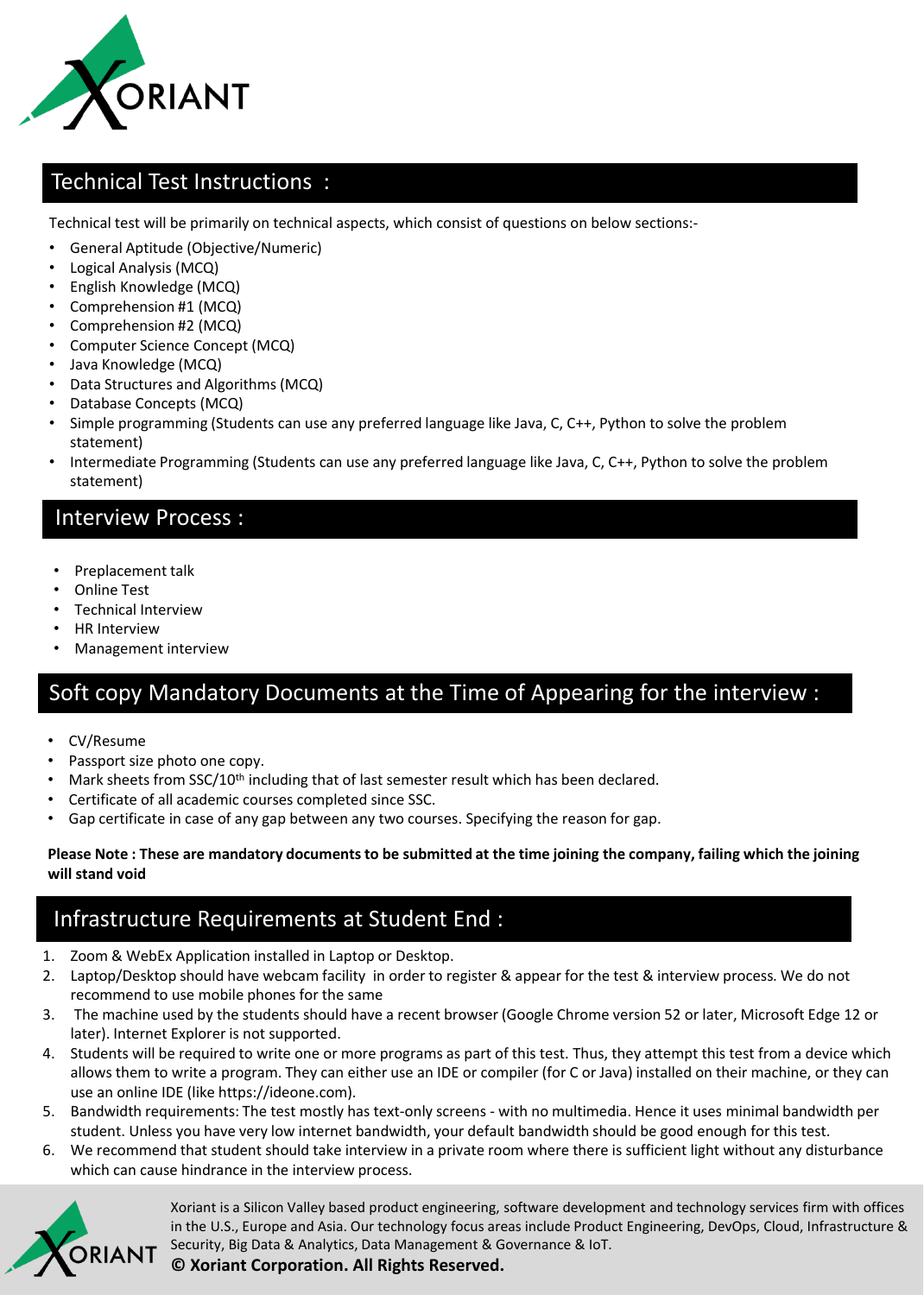## Technical Test Instructions :

Technical test will be primarily on technical aspects, which consist of questions on below sections:-

- General Aptitude (Objective/Numeric)
- Logical Analysis (MCQ)
- English Knowledge (MCQ)
- Comprehension #1 (MCQ)
- Comprehension #2 (MCQ)
- Computer Science Concept (MCQ)
- Java Knowledge (MCQ)
- Data Structures and Algorithms (MCQ)
- Database Concepts (MCQ)
- Simple programming (Students can use any preferred language like Java, C, C++, Python to solve the problem statement)
- Intermediate Programming (Students can use any preferred language like Java, C, C++, Python to solve the problem statement)

## Interview Process :

- Preplacement talk
- Online Test
- Technical Interview
- HR Interview
- Management interview

## Soft copy Mandatory Documents at the Time of Appearing for the interview :

- CV/Resume
- Passport size photo one copy.
- Mark sheets from SSC/10th including that of last semester result which has been declared.
- Certificate of all academic courses completed since SSC.
- Gap certificate in case of any gap between any two courses. Specifying the reason for gap.

**Please Note : These are mandatory documents to be submitted at the time joining the company, failing which the joining will stand void**

## Infrastructure Requirements at Student End :

1. Zoom & WebEx Application installed in Laptop or Desktop.
2. Laptop/Desktop should have webcam facility in order to register & appear for the test & interview process. We do not recommend to use mobile phones for the same
3. The machine used by the students should have a recent browser (Google Chrome version 52 or later, Microsoft Edge 12 or later). Internet Explorer is not supported.
4. Students will be required to write one or more programs as part of this test. Thus, they attempt this test from a device which allows them to write a program. They can either use an IDE or compiler (for C or Java) installed on their machine, or they can use an online IDE (like https://ideone.com).
5. Bandwidth requirements: The test mostly has text-only screens - with no multimedia. Hence it uses minimal bandwidth per student. Unless you have very low internet bandwidth, your default bandwidth should be good enough for this test.
6. We recommend that student should take interview in a private room where there is sufficient light without any disturbance which can cause hindrance in the interview process.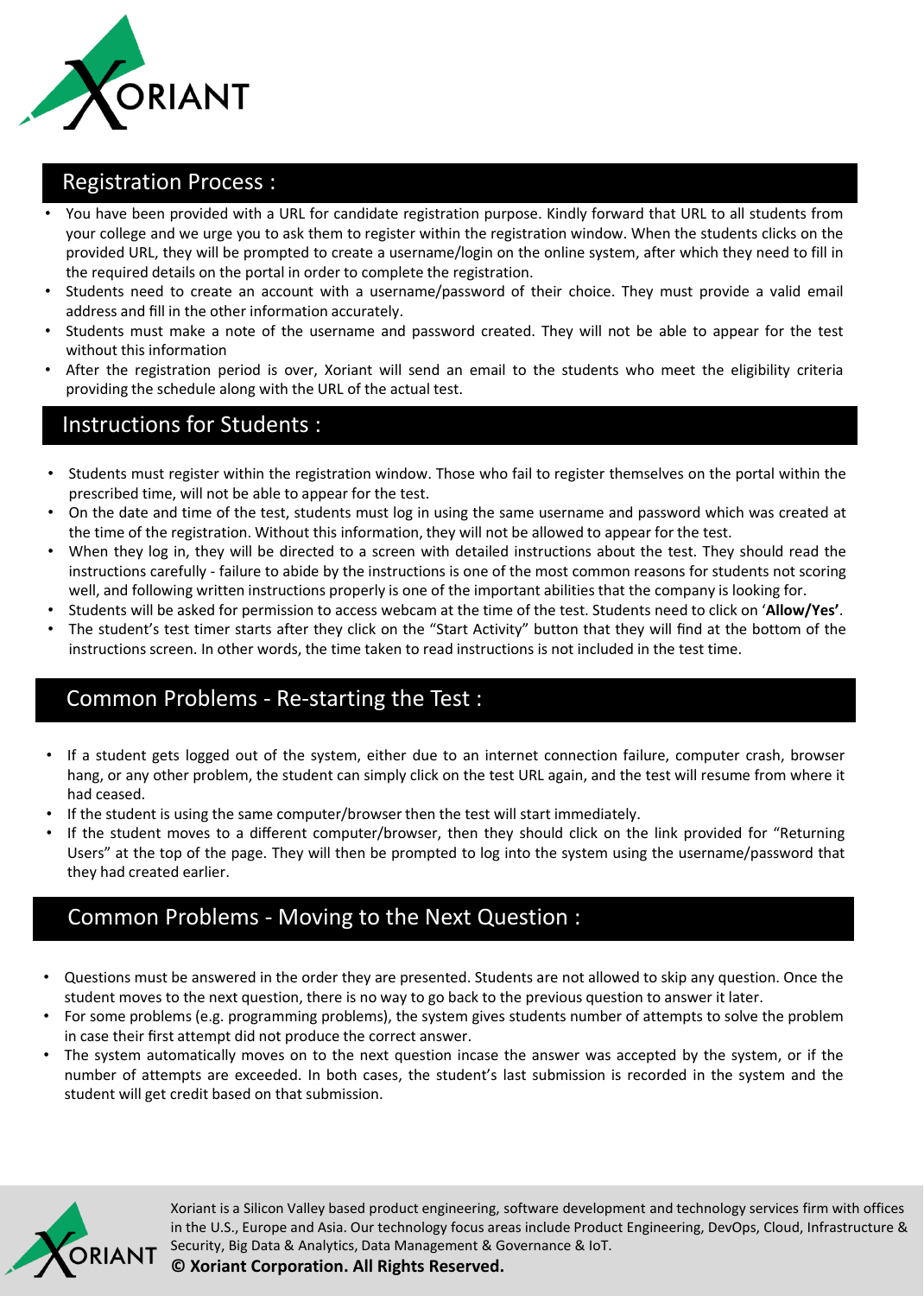## Registration Process :

- You have been provided with a URL for candidate registration purpose. Kindly forward that URL to all students from your college and we urge you to ask them to register within the registration window. When the students clicks on the provided URL, they will be prompted to create a username/login on the online system, after which they need to fill in the required details on the portal in order to complete the registration.
- Students need to create an account with a username/password of their choice. They must provide a valid email address and fill in the other information accurately.
- Students must make a note of the username and password created. They will not be able to appear for the test without this information
- After the registration period is over, Xoriant will send an email to the students who meet the eligibility criteria providing the schedule along with the URL of the actual test.

## Instructions for Students :

- Students must register within the registration window. Those who fail to register themselves on the portal within the prescribed time, will not be able to appear for the test.
- On the date and time of the test, students must log in using the same username and password which was created at the time of the registration. Without this information, they will not be allowed to appear for the test.
- When they log in, they will be directed to a screen with detailed instructions about the test. They should read the instructions carefully - failure to abide by the instructions is one of the most common reasons for students not scoring well, and following written instructions properly is one of the important abilities that the company is looking for.
- Students will be asked for permission to access webcam at the time of the test. Students need to click on '**Allow/Yes'**.
- The student's test timer starts after they click on the "Start Activity" button that they will find at the bottom of the instructions screen. In other words, the time taken to read instructions is not included in the test time.

## Common Problems - Re-starting the Test :

- If a student gets logged out of the system, either due to an internet connection failure, computer crash, browser hang, or any other problem, the student can simply click on the test URL again, and the test will resume from where it had ceased.
- If the student is using the same computer/browser then the test will start immediately.
- If the student moves to a different computer/browser, then they should click on the link provided for "Returning Users" at the top of the page. They will then be prompted to log into the system using the username/password that they had created earlier.

## Common Problems - Moving to the Next Question :

- Questions must be answered in the order they are presented. Students are not allowed to skip any question. Once the student moves to the next question, there is no way to go back to the previous question to answer it later.
- For some problems (e.g. programming problems), the system gives students number of attempts to solve the problem in case their first attempt did not produce the correct answer.
- The system automatically moves on to the next question incase the answer was accepted by the system, or if the number of attempts are exceeded. In both cases, the student's last submission is recorded in the system and the student will get credit based on that submission.

Xoriant is a Silicon Valley based product engineering, software development and technology services firm with offices in the U.S., Europe and Asia. Our technology focus areas include Product Engineering, DevOps, Cloud, Infrastructure & Security, Big Data & Analytics, Data Management & Governance & IoT.

**© Xoriant Corporation. All Rights Reserved.**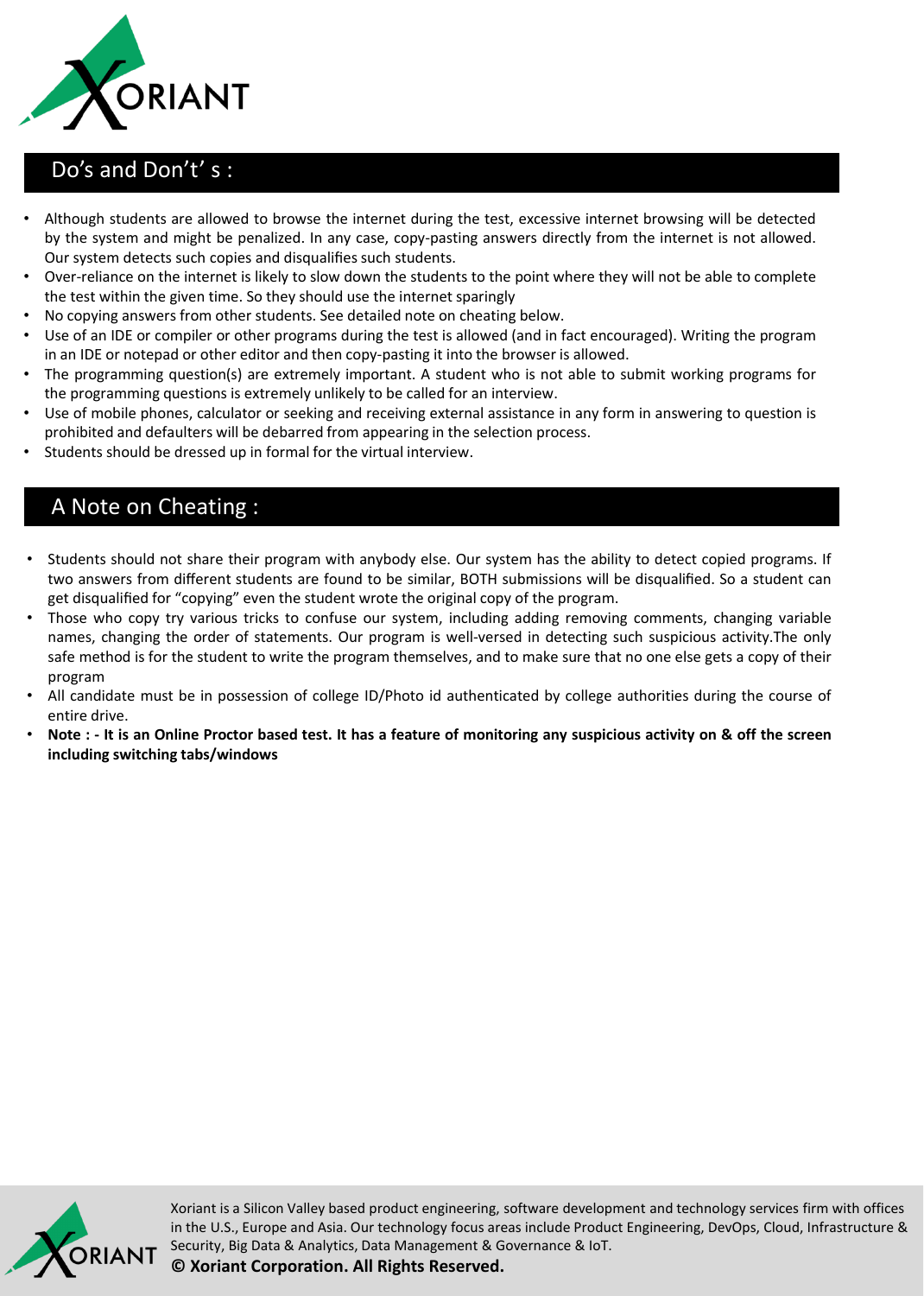## Do’s and Don’t’ s :

- Although students are allowed to browse the internet during the test, excessive internet browsing will be detected by the system and might be penalized. In any case, copy-pasting answers directly from the internet is not allowed. Our system detects such copies and disqualifies such students.
- Over-reliance on the internet is likely to slow down the students to the point where they will not be able to complete the test within the given time. So they should use the internet sparingly
- No copying answers from other students. See detailed note on cheating below.
- Use of an IDE or compiler or other programs during the test is allowed (and in fact encouraged). Writing the program in an IDE or notepad or other editor and then copy-pasting it into the browser is allowed.
- The programming question(s) are extremely important. A student who is not able to submit working programs for the programming questions is extremely unlikely to be called for an interview.
- Use of mobile phones, calculator or seeking and receiving external assistance in any form in answering to question is prohibited and defaulters will be debarred from appearing in the selection process.
- Students should be dressed up in formal for the virtual interview.

## A Note on Cheating :

- Students should not share their program with anybody else. Our system has the ability to detect copied programs. If two answers from different students are found to be similar, BOTH submissions will be disqualified. So a student can get disqualified for “copying” even the student wrote the original copy of the program.
- Those who copy try various tricks to confuse our system, including adding removing comments, changing variable names, changing the order of statements. Our program is well-versed in detecting such suspicious activity.The only safe method is for the student to write the program themselves, and to make sure that no one else gets a copy of their program
- All candidate must be in possession of college ID/Photo id authenticated by college authorities during the course of entire drive.
- **Note : - It is an Online Proctor based test. It has a feature of monitoring any suspicious activity on & off the screen including switching tabs/windows**

Xoriant is a Silicon Valley based product engineering, software development and technology services firm with offices in the U.S., Europe and Asia. Our technology focus areas include Product Engineering, DevOps, Cloud, Infrastructure & Security, Big Data & Analytics, Data Management & Governance & IoT.

**© Xoriant Corporation. All Rights Reserved.**